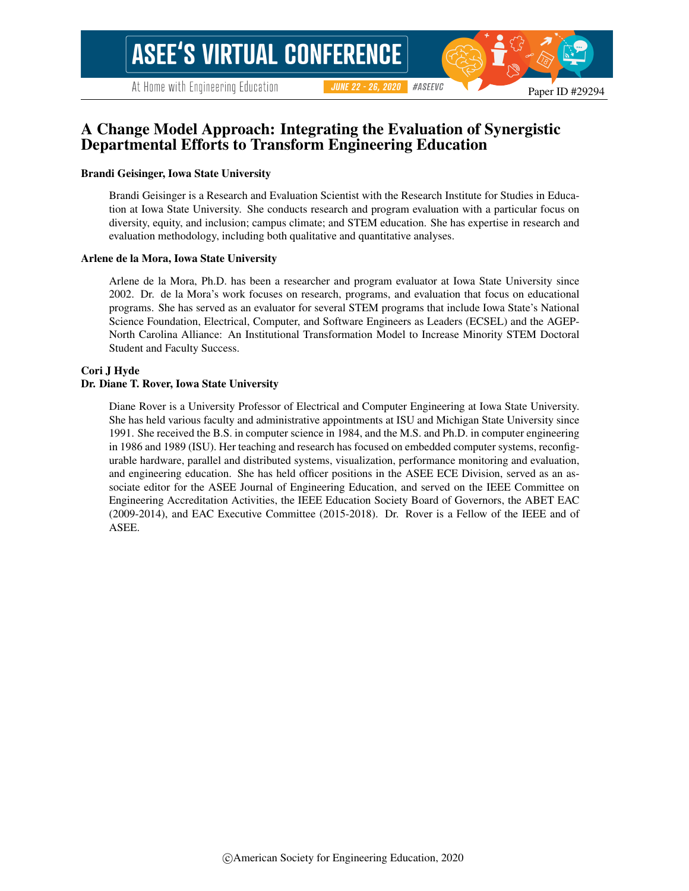# A Change Model Approach: Integrating the Evaluation of Synergistic Departmental Efforts to Transform Engineering Education

**Brandi Geisinger, Iowa State University**

Brandi Geisinger is a Research and Evaluation Scientist with the Research Institute for Studies in Education at Iowa State University. She conducts research and program evaluation with a particular focus on diversity, equity, and inclusion; campus climate; and STEM education. She has expertise in research and evaluation methodology, including both qualitative and quantitative analyses.

**Arlene de la Mora, Iowa State University**

Arlene de la Mora, Ph.D. has been a researcher and program evaluator at Iowa State University since 2002. Dr. de la Mora's work focuses on research, programs, and evaluation that focus on educational programs. She has served as an evaluator for several STEM programs that include Iowa State's National Science Foundation, Electrical, Computer, and Software Engineers as Leaders (ECSEL) and the AGEP-North Carolina Alliance: An Institutional Transformation Model to Increase Minority STEM Doctoral Student and Faculty Success.

**Cori J Hyde**

**Dr. Diane T. Rover, Iowa State University**

Diane Rover is a University Professor of Electrical and Computer Engineering at Iowa State University. She has held various faculty and administrative appointments at ISU and Michigan State University since 1991. She received the B.S. in computer science in 1984, and the M.S. and Ph.D. in computer engineering in 1986 and 1989 (ISU). Her teaching and research has focused on embedded computer systems, reconfigurable hardware, parallel and distributed systems, visualization, performance monitoring and evaluation, and engineering education. She has held officer positions in the ASEE ECE Division, served as an associate editor for the ASEE Journal of Engineering Education, and served on the IEEE Committee on Engineering Accreditation Activities, the IEEE Education Society Board of Governors, the ABET EAC (2009-2014), and EAC Executive Committee (2015-2018). Dr. Rover is a Fellow of the IEEE and of ASEE.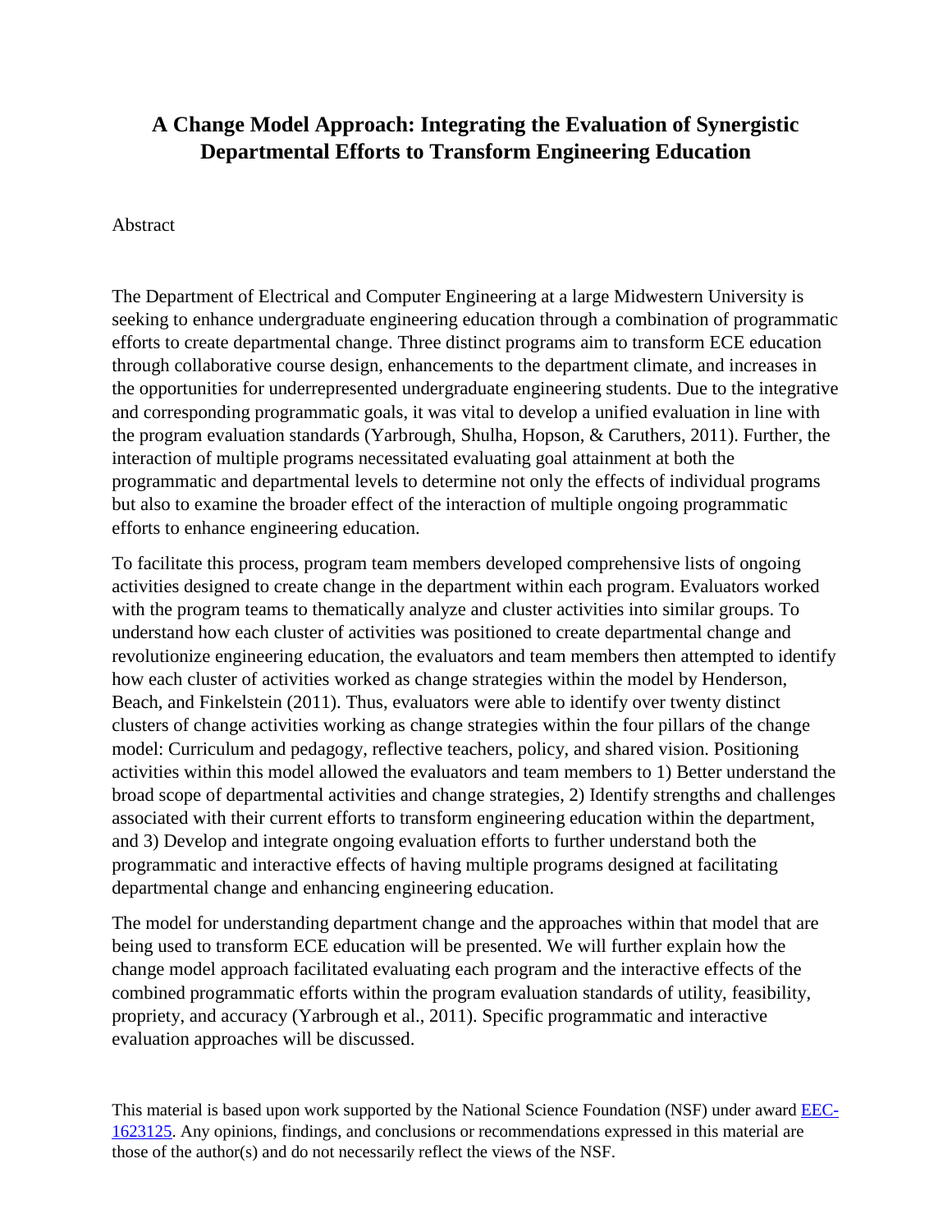# A Change Model Approach: Integrating the Evaluation of Synergistic Departmental Efforts to Transform Engineering Education

Abstract

The Department of Electrical and Computer Engineering at a large Midwestern University is seeking to enhance undergraduate engineering education through a combination of programmatic efforts to create departmental change. Three distinct programs aim to transform ECE education through collaborative course design, enhancements to the department climate, and increases in the opportunities for underrepresented undergraduate engineering students. Due to the integrative and corresponding programmatic goals, it was vital to develop a unified evaluation in line with the program evaluation standards (Yarbrough, Shulha, Hopson, & Caruthers, 2011). Further, the interaction of multiple programs necessitated evaluating goal attainment at both the programmatic and departmental levels to determine not only the effects of individual programs but also to examine the broader effect of the interaction of multiple ongoing programmatic efforts to enhance engineering education.

To facilitate this process, program team members developed comprehensive lists of ongoing activities designed to create change in the department within each program. Evaluators worked with the program teams to thematically analyze and cluster activities into similar groups. To understand how each cluster of activities was positioned to create departmental change and revolutionize engineering education, the evaluators and team members then attempted to identify how each cluster of activities worked as change strategies within the model by Henderson, Beach, and Finkelstein (2011). Thus, evaluators were able to identify over twenty distinct clusters of change activities working as change strategies within the four pillars of the change model: Curriculum and pedagogy, reflective teachers, policy, and shared vision. Positioning activities within this model allowed the evaluators and team members to 1) Better understand the broad scope of departmental activities and change strategies, 2) Identify strengths and challenges associated with their current efforts to transform engineering education within the department, and 3) Develop and integrate ongoing evaluation efforts to further understand both the programmatic and interactive effects of having multiple programs designed at facilitating departmental change and enhancing engineering education.

The model for understanding department change and the approaches within that model that are being used to transform ECE education will be presented. We will further explain how the change model approach facilitated evaluating each program and the interactive effects of the combined programmatic efforts within the program evaluation standards of utility, feasibility, propriety, and accuracy (Yarbrough et al., 2011). Specific programmatic and interactive evaluation approaches will be discussed.

This material is based upon work supported by the National Science Foundation (NSF) under award EEC-1623125. Any opinions, findings, and conclusions or recommendations expressed in this material are those of the author(s) and do not necessarily reflect the views of the NSF.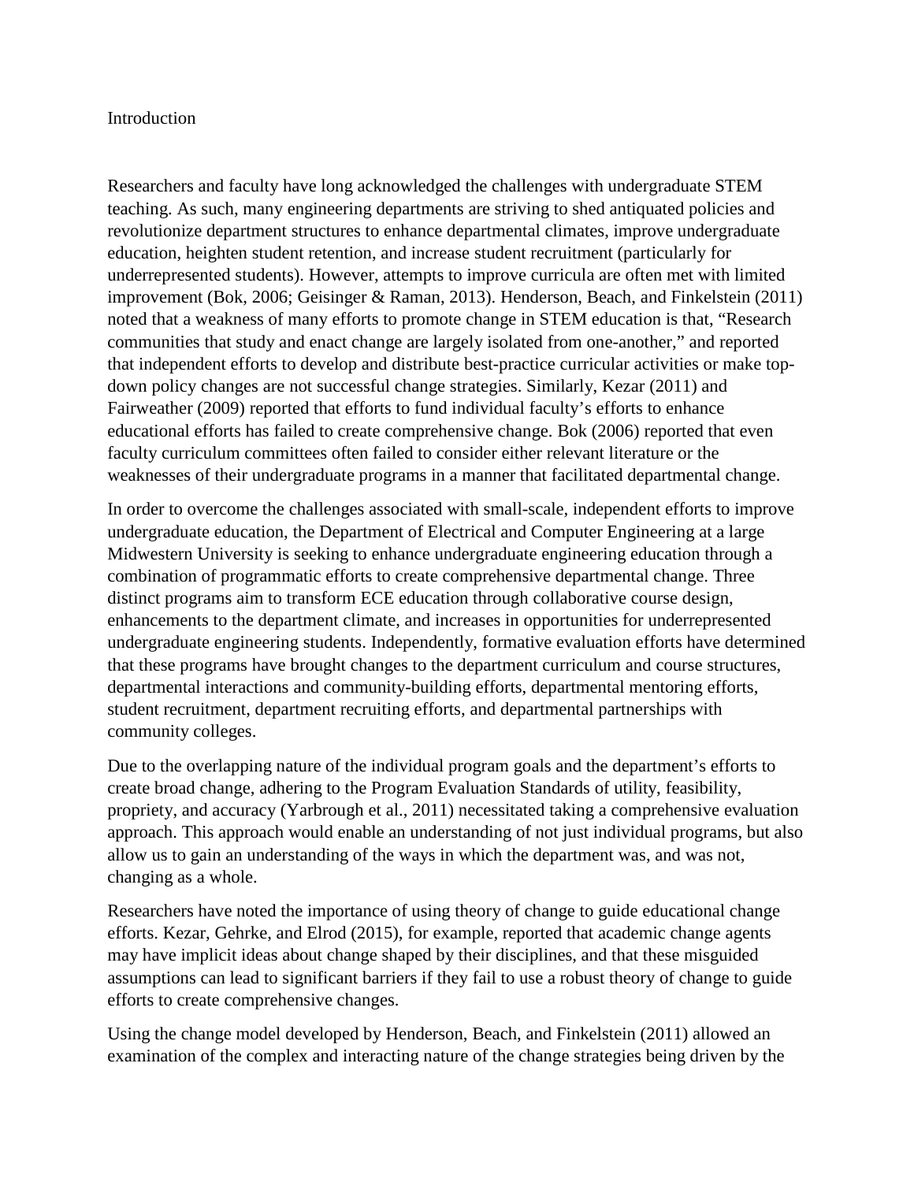## Introduction

Researchers and faculty have long acknowledged the challenges with undergraduate STEM teaching. As such, many engineering departments are striving to shed antiquated policies and revolutionize department structures to enhance departmental climates, improve undergraduate education, heighten student retention, and increase student recruitment (particularly for underrepresented students). However, attempts to improve curricula are often met with limited improvement (Bok, 2006; Geisinger & Raman, 2013). Henderson, Beach, and Finkelstein (2011) noted that a weakness of many efforts to promote change in STEM education is that, "Research communities that study and enact change are largely isolated from one-another," and reported that independent efforts to develop and distribute best-practice curricular activities or make top-down policy changes are not successful change strategies. Similarly, Kezar (2011) and Fairweather (2009) reported that efforts to fund individual faculty's efforts to enhance educational efforts has failed to create comprehensive change. Bok (2006) reported that even faculty curriculum committees often failed to consider either relevant literature or the weaknesses of their undergraduate programs in a manner that facilitated departmental change.

In order to overcome the challenges associated with small-scale, independent efforts to improve undergraduate education, the Department of Electrical and Computer Engineering at a large Midwestern University is seeking to enhance undergraduate engineering education through a combination of programmatic efforts to create comprehensive departmental change. Three distinct programs aim to transform ECE education through collaborative course design, enhancements to the department climate, and increases in opportunities for underrepresented undergraduate engineering students. Independently, formative evaluation efforts have determined that these programs have brought changes to the department curriculum and course structures, departmental interactions and community-building efforts, departmental mentoring efforts, student recruitment, department recruiting efforts, and departmental partnerships with community colleges.

Due to the overlapping nature of the individual program goals and the department's efforts to create broad change, adhering to the Program Evaluation Standards of utility, feasibility, propriety, and accuracy (Yarbrough et al., 2011) necessitated taking a comprehensive evaluation approach. This approach would enable an understanding of not just individual programs, but also allow us to gain an understanding of the ways in which the department was, and was not, changing as a whole.

Researchers have noted the importance of using theory of change to guide educational change efforts. Kezar, Gehrke, and Elrod (2015), for example, reported that academic change agents may have implicit ideas about change shaped by their disciplines, and that these misguided assumptions can lead to significant barriers if they fail to use a robust theory of change to guide efforts to create comprehensive changes.

Using the change model developed by Henderson, Beach, and Finkelstein (2011) allowed an examination of the complex and interacting nature of the change strategies being driven by the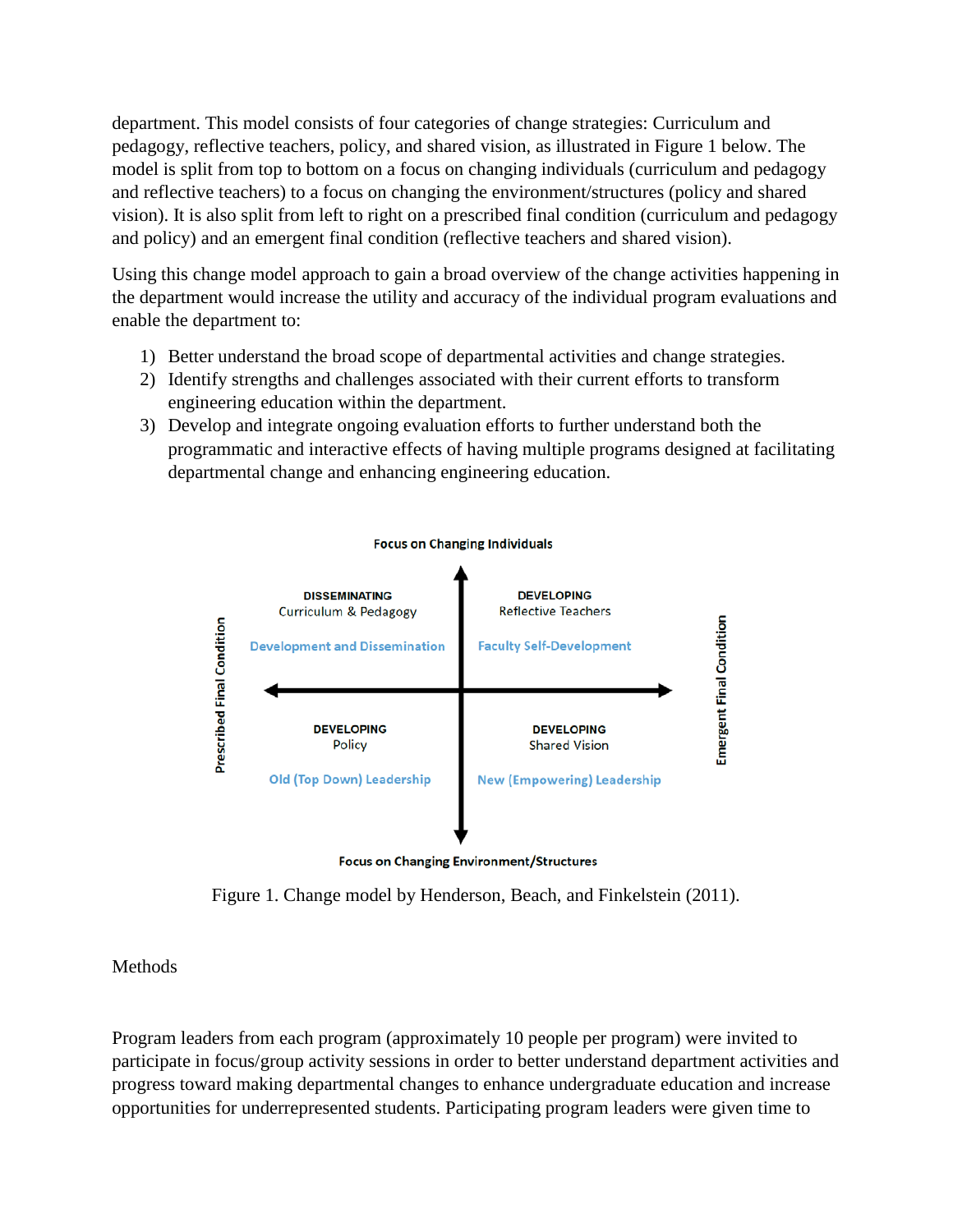department. This model consists of four categories of change strategies: Curriculum and pedagogy, reflective teachers, policy, and shared vision, as illustrated in Figure 1 below. The model is split from top to bottom on a focus on changing individuals (curriculum and pedagogy and reflective teachers) to a focus on changing the environment/structures (policy and shared vision). It is also split from left to right on a prescribed final condition (curriculum and pedagogy and policy) and an emergent final condition (reflective teachers and shared vision).

Using this change model approach to gain a broad overview of the change activities happening in the department would increase the utility and accuracy of the individual program evaluations and enable the department to:

1) Better understand the broad scope of departmental activities and change strategies.
2) Identify strengths and challenges associated with their current efforts to transform engineering education within the department.
3) Develop and integrate ongoing evaluation efforts to further understand both the programmatic and interactive effects of having multiple programs designed at facilitating departmental change and enhancing engineering education.

Focus on Changing Individuals

| | Prescribed Final Condition | Emergent Final Condition |
| --- | --- | --- |
| Focus on Changing Individuals | DISSEMINATING Curriculum & Pedagogy<br>Development and Dissemination | DEVELOPING Reflective Teachers<br>Faculty Self-Development |
| Focus on Changing Environment/Structures | DEVELOPING Policy<br>Old (Top Down) Leadership | DEVELOPING Shared Vision<br>New (Empowering) Leadership |

Focus on Changing Environment/Structures

Figure 1. Change model by Henderson, Beach, and Finkelstein (2011).

## Methods

Program leaders from each program (approximately 10 people per program) were invited to participate in focus/group activity sessions in order to better understand department activities and progress toward making departmental changes to enhance undergraduate education and increase opportunities for underrepresented students. Participating program leaders were given time to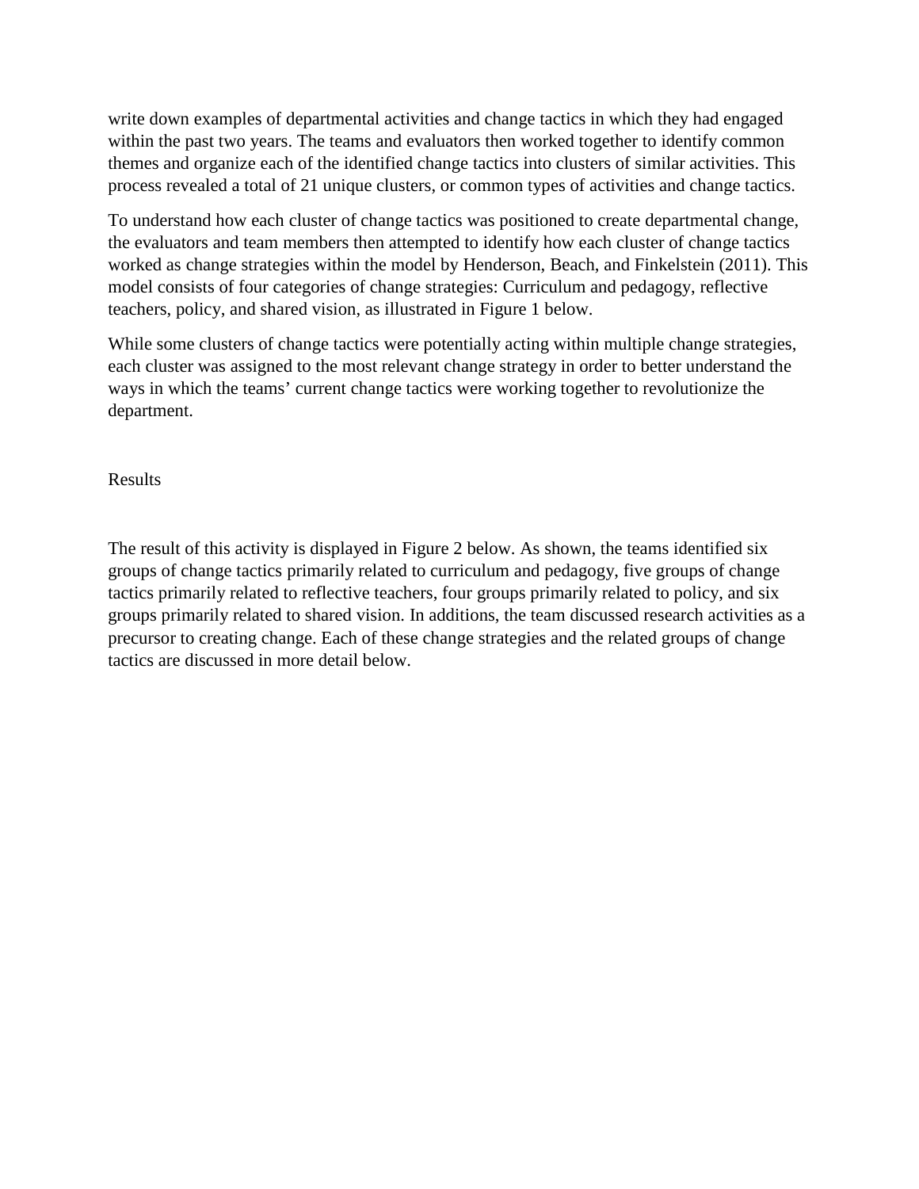write down examples of departmental activities and change tactics in which they had engaged within the past two years. The teams and evaluators then worked together to identify common themes and organize each of the identified change tactics into clusters of similar activities. This process revealed a total of 21 unique clusters, or common types of activities and change tactics.

To understand how each cluster of change tactics was positioned to create departmental change, the evaluators and team members then attempted to identify how each cluster of change tactics worked as change strategies within the model by Henderson, Beach, and Finkelstein (2011). This model consists of four categories of change strategies: Curriculum and pedagogy, reflective teachers, policy, and shared vision, as illustrated in Figure 1 below.

While some clusters of change tactics were potentially acting within multiple change strategies, each cluster was assigned to the most relevant change strategy in order to better understand the ways in which the teams' current change tactics were working together to revolutionize the department.

## Results

The result of this activity is displayed in Figure 2 below. As shown, the teams identified six groups of change tactics primarily related to curriculum and pedagogy, five groups of change tactics primarily related to reflective teachers, four groups primarily related to policy, and six groups primarily related to shared vision. In additions, the team discussed research activities as a precursor to creating change. Each of these change strategies and the related groups of change tactics are discussed in more detail below.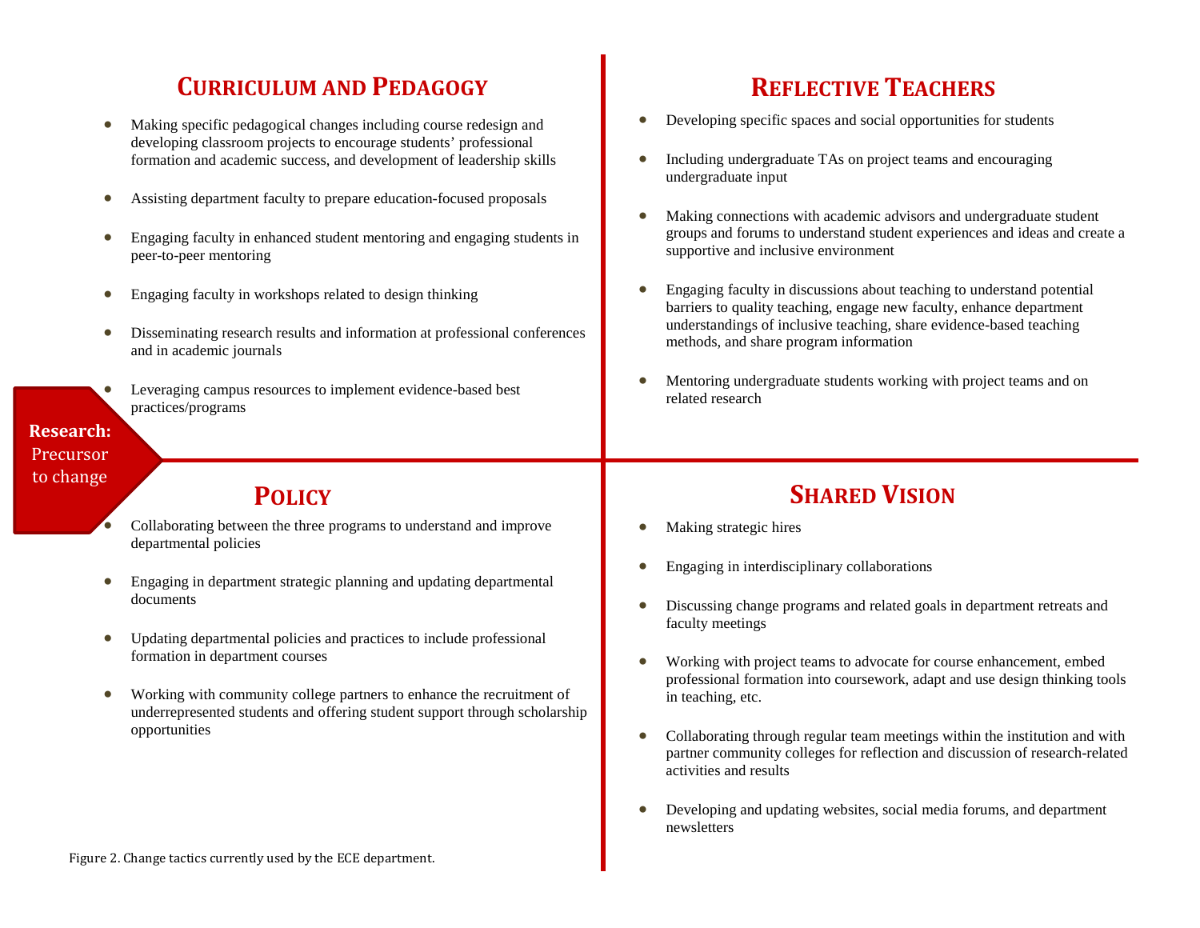**Research:** Precursor to change

## Curriculum and Pedagogy

- Making specific pedagogical changes including course redesign and developing classroom projects to encourage students' professional formation and academic success, and development of leadership skills
- Assisting department faculty to prepare education-focused proposals
- Engaging faculty in enhanced student mentoring and engaging students in peer-to-peer mentoring
- Engaging faculty in workshops related to design thinking
- Disseminating research results and information at professional conferences and in academic journals
- Leveraging campus resources to implement evidence-based best practices/programs

## Reflective Teachers

- Developing specific spaces and social opportunities for students
- Including undergraduate TAs on project teams and encouraging undergraduate input
- Making connections with academic advisors and undergraduate student groups and forums to understand student experiences and ideas and create a supportive and inclusive environment
- Engaging faculty in discussions about teaching to understand potential barriers to quality teaching, engage new faculty, enhance department understandings of inclusive teaching, share evidence-based teaching methods, and share program information
- Mentoring undergraduate students working with project teams and on related research

## Policy

- Collaborating between the three programs to understand and improve departmental policies
- Engaging in department strategic planning and updating departmental documents
- Updating departmental policies and practices to include professional formation in department courses
- Working with community college partners to enhance the recruitment of underrepresented students and offering student support through scholarship opportunities

## Shared Vision

- Making strategic hires
- Engaging in interdisciplinary collaborations
- Discussing change programs and related goals in department retreats and faculty meetings
- Working with project teams to advocate for course enhancement, embed professional formation into coursework, adapt and use design thinking tools in teaching, etc.
- Collaborating through regular team meetings within the institution and with partner community colleges for reflection and discussion of research-related activities and results
- Developing and updating websites, social media forums, and department newsletters

Figure 2. Change tactics currently used by the ECE department.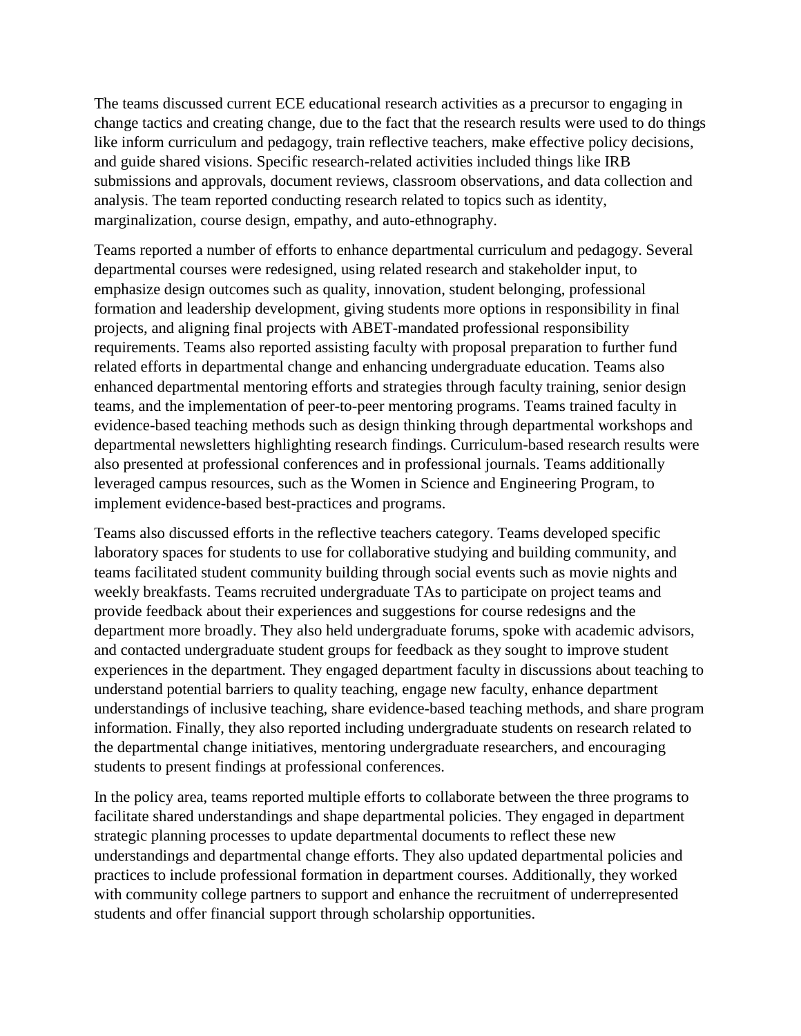The teams discussed current ECE educational research activities as a precursor to engaging in change tactics and creating change, due to the fact that the research results were used to do things like inform curriculum and pedagogy, train reflective teachers, make effective policy decisions, and guide shared visions. Specific research-related activities included things like IRB submissions and approvals, document reviews, classroom observations, and data collection and analysis. The team reported conducting research related to topics such as identity, marginalization, course design, empathy, and auto-ethnography.

Teams reported a number of efforts to enhance departmental curriculum and pedagogy. Several departmental courses were redesigned, using related research and stakeholder input, to emphasize design outcomes such as quality, innovation, student belonging, professional formation and leadership development, giving students more options in responsibility in final projects, and aligning final projects with ABET-mandated professional responsibility requirements. Teams also reported assisting faculty with proposal preparation to further fund related efforts in departmental change and enhancing undergraduate education. Teams also enhanced departmental mentoring efforts and strategies through faculty training, senior design teams, and the implementation of peer-to-peer mentoring programs. Teams trained faculty in evidence-based teaching methods such as design thinking through departmental workshops and departmental newsletters highlighting research findings. Curriculum-based research results were also presented at professional conferences and in professional journals. Teams additionally leveraged campus resources, such as the Women in Science and Engineering Program, to implement evidence-based best-practices and programs.

Teams also discussed efforts in the reflective teachers category. Teams developed specific laboratory spaces for students to use for collaborative studying and building community, and teams facilitated student community building through social events such as movie nights and weekly breakfasts. Teams recruited undergraduate TAs to participate on project teams and provide feedback about their experiences and suggestions for course redesigns and the department more broadly. They also held undergraduate forums, spoke with academic advisors, and contacted undergraduate student groups for feedback as they sought to improve student experiences in the department. They engaged department faculty in discussions about teaching to understand potential barriers to quality teaching, engage new faculty, enhance department understandings of inclusive teaching, share evidence-based teaching methods, and share program information. Finally, they also reported including undergraduate students on research related to the departmental change initiatives, mentoring undergraduate researchers, and encouraging students to present findings at professional conferences.

In the policy area, teams reported multiple efforts to collaborate between the three programs to facilitate shared understandings and shape departmental policies. They engaged in department strategic planning processes to update departmental documents to reflect these new understandings and departmental change efforts. They also updated departmental policies and practices to include professional formation in department courses. Additionally, they worked with community college partners to support and enhance the recruitment of underrepresented students and offer financial support through scholarship opportunities.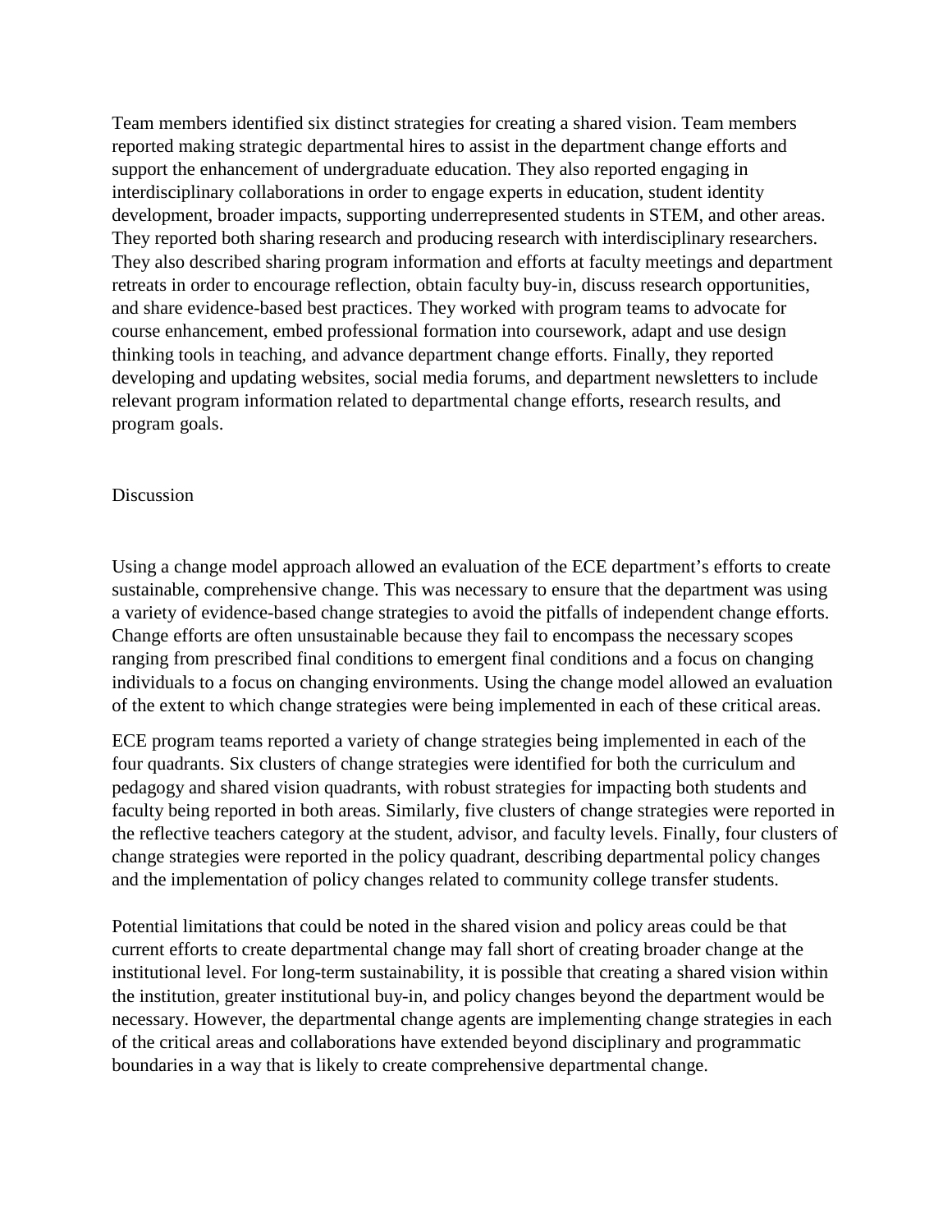Team members identified six distinct strategies for creating a shared vision. Team members reported making strategic departmental hires to assist in the department change efforts and support the enhancement of undergraduate education. They also reported engaging in interdisciplinary collaborations in order to engage experts in education, student identity development, broader impacts, supporting underrepresented students in STEM, and other areas. They reported both sharing research and producing research with interdisciplinary researchers. They also described sharing program information and efforts at faculty meetings and department retreats in order to encourage reflection, obtain faculty buy-in, discuss research opportunities, and share evidence-based best practices. They worked with program teams to advocate for course enhancement, embed professional formation into coursework, adapt and use design thinking tools in teaching, and advance department change efforts. Finally, they reported developing and updating websites, social media forums, and department newsletters to include relevant program information related to departmental change efforts, research results, and program goals.

## Discussion

Using a change model approach allowed an evaluation of the ECE department's efforts to create sustainable, comprehensive change. This was necessary to ensure that the department was using a variety of evidence-based change strategies to avoid the pitfalls of independent change efforts. Change efforts are often unsustainable because they fail to encompass the necessary scopes ranging from prescribed final conditions to emergent final conditions and a focus on changing individuals to a focus on changing environments. Using the change model allowed an evaluation of the extent to which change strategies were being implemented in each of these critical areas.

ECE program teams reported a variety of change strategies being implemented in each of the four quadrants. Six clusters of change strategies were identified for both the curriculum and pedagogy and shared vision quadrants, with robust strategies for impacting both students and faculty being reported in both areas. Similarly, five clusters of change strategies were reported in the reflective teachers category at the student, advisor, and faculty levels. Finally, four clusters of change strategies were reported in the policy quadrant, describing departmental policy changes and the implementation of policy changes related to community college transfer students.

Potential limitations that could be noted in the shared vision and policy areas could be that current efforts to create departmental change may fall short of creating broader change at the institutional level. For long-term sustainability, it is possible that creating a shared vision within the institution, greater institutional buy-in, and policy changes beyond the department would be necessary. However, the departmental change agents are implementing change strategies in each of the critical areas and collaborations have extended beyond disciplinary and programmatic boundaries in a way that is likely to create comprehensive departmental change.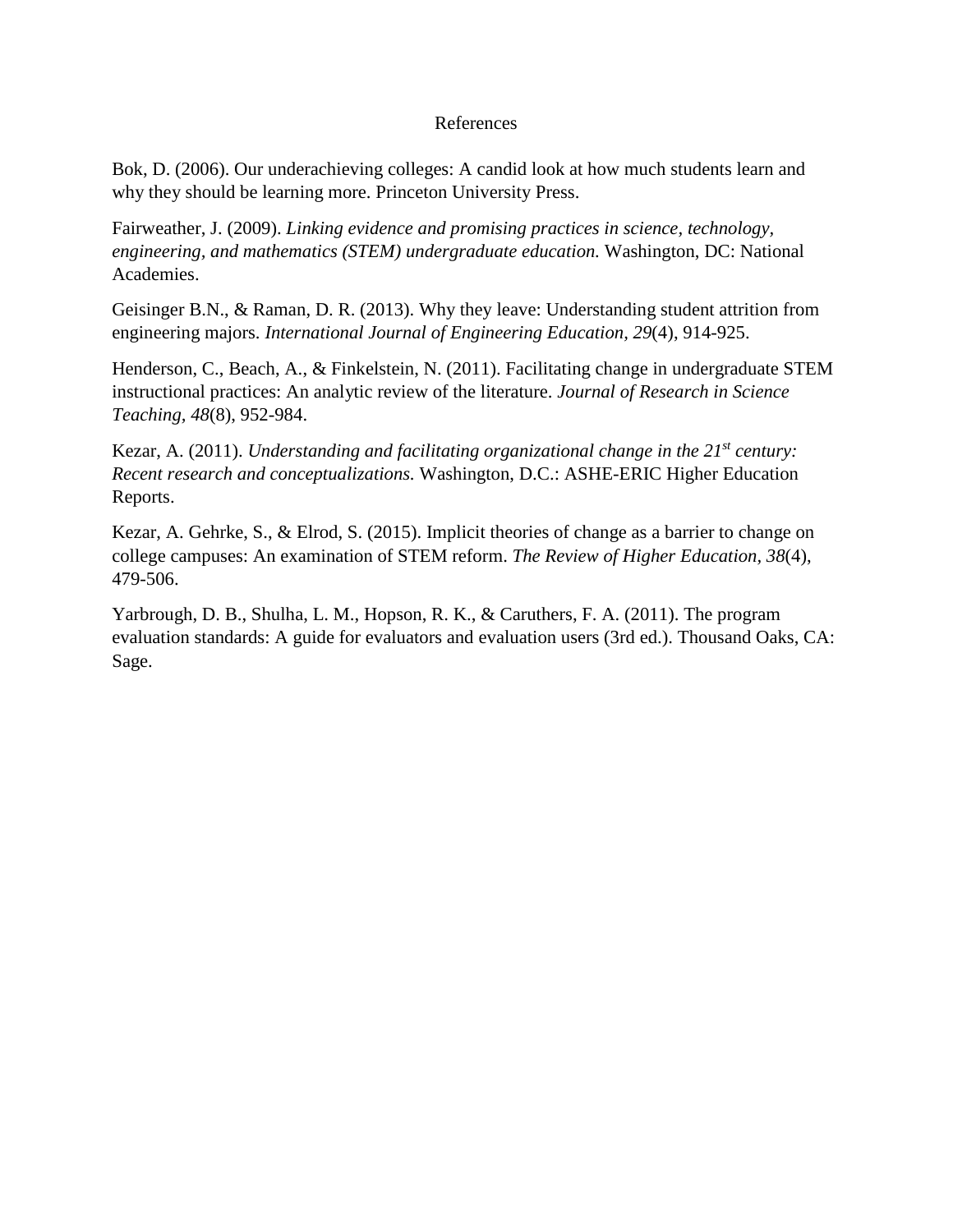# References

Bok, D. (2006). Our underachieving colleges: A candid look at how much students learn and why they should be learning more. Princeton University Press.

Fairweather, J. (2009). *Linking evidence and promising practices in science, technology, engineering, and mathematics (STEM) undergraduate education.* Washington, DC: National Academies.

Geisinger B.N., & Raman, D. R. (2013). Why they leave: Understanding student attrition from engineering majors. *International Journal of Engineering Education, 29*(4), 914-925.

Henderson, C., Beach, A., & Finkelstein, N. (2011). Facilitating change in undergraduate STEM instructional practices: An analytic review of the literature. *Journal of Research in Science Teaching, 48*(8), 952-984.

Kezar, A. (2011). *Understanding and facilitating organizational change in the 21st century: Recent research and conceptualizations.* Washington, D.C.: ASHE-ERIC Higher Education Reports.

Kezar, A. Gehrke, S., & Elrod, S. (2015). Implicit theories of change as a barrier to change on college campuses: An examination of STEM reform. *The Review of Higher Education, 38*(4), 479-506.

Yarbrough, D. B., Shulha, L. M., Hopson, R. K., & Caruthers, F. A. (2011). The program evaluation standards: A guide for evaluators and evaluation users (3rd ed.). Thousand Oaks, CA: Sage.